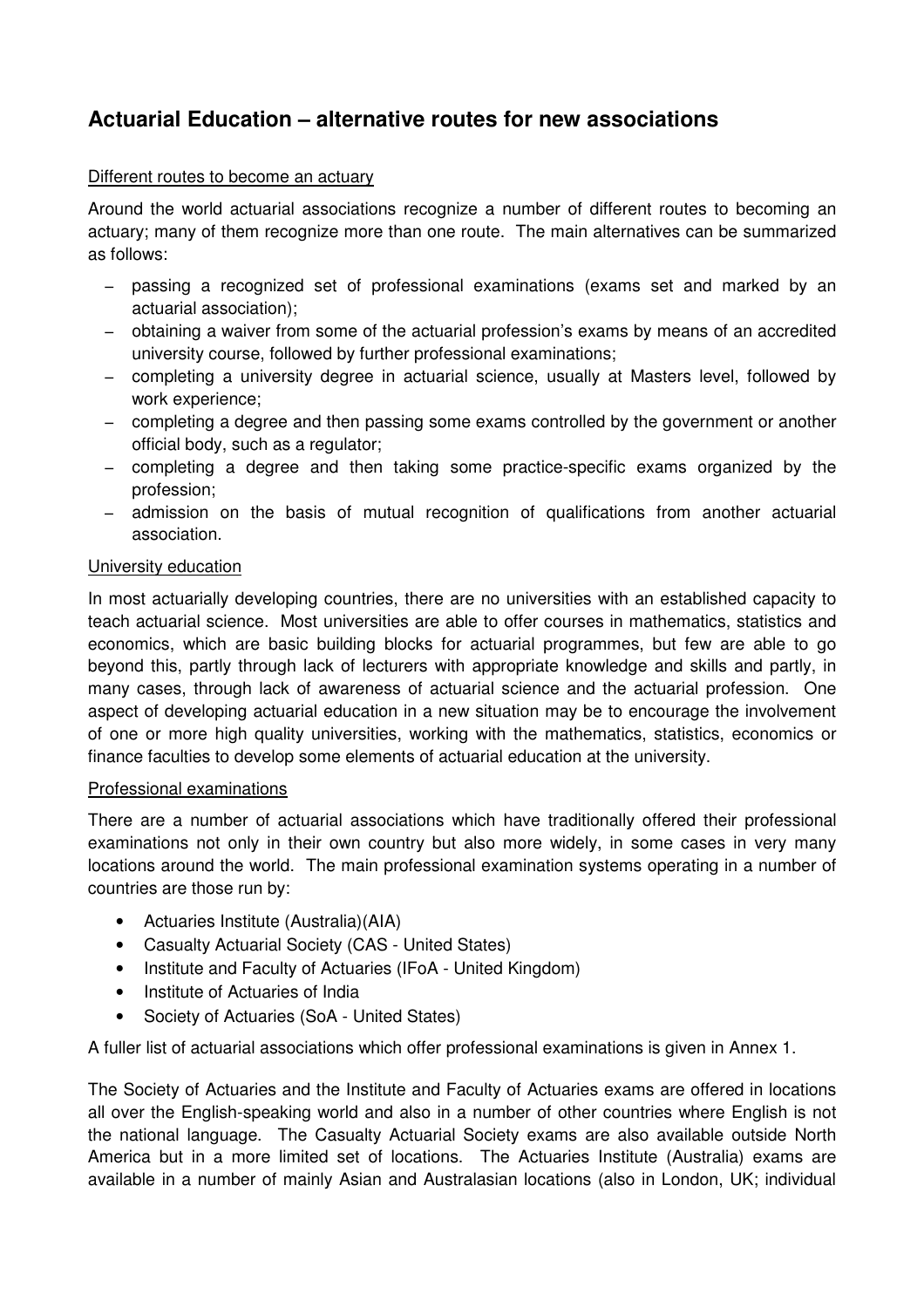# Actuarial Education – alternative routes for new associations

Different routes to become an actuary

Around the world actuarial associations recognize a number of different routes to becoming an actuary; many of them recognize more than one route. The main alternatives can be summarized as follows:

- passing a recognized set of professional examinations (exams set and marked by an actuarial association);
- obtaining a waiver from some of the actuarial profession's exams by means of an accredited university course, followed by further professional examinations;
- completing a university degree in actuarial science, usually at Masters level, followed by work experience;
- completing a degree and then passing some exams controlled by the government or another official body, such as a regulator;
- completing a degree and then taking some practice-specific exams organized by the profession;
- admission on the basis of mutual recognition of qualifications from another actuarial association.

University education

In most actuarially developing countries, there are no universities with an established capacity to teach actuarial science. Most universities are able to offer courses in mathematics, statistics and economics, which are basic building blocks for actuarial programmes, but few are able to go beyond this, partly through lack of lecturers with appropriate knowledge and skills and partly, in many cases, through lack of awareness of actuarial science and the actuarial profession. One aspect of developing actuarial education in a new situation may be to encourage the involvement of one or more high quality universities, working with the mathematics, statistics, economics or finance faculties to develop some elements of actuarial education at the university.

Professional examinations

There are a number of actuarial associations which have traditionally offered their professional examinations not only in their own country but also more widely, in some cases in very many locations around the world. The main professional examination systems operating in a number of countries are those run by:

- Actuaries Institute (Australia)(AIA)
- Casualty Actuarial Society (CAS - United States)
- Institute and Faculty of Actuaries (IFoA - United Kingdom)
- Institute of Actuaries of India
- Society of Actuaries (SoA - United States)

A fuller list of actuarial associations which offer professional examinations is given in Annex 1.

The Society of Actuaries and the Institute and Faculty of Actuaries exams are offered in locations all over the English-speaking world and also in a number of other countries where English is not the national language. The Casualty Actuarial Society exams are also available outside North America but in a more limited set of locations. The Actuaries Institute (Australia) exams are available in a number of mainly Asian and Australasian locations (also in London, UK; individual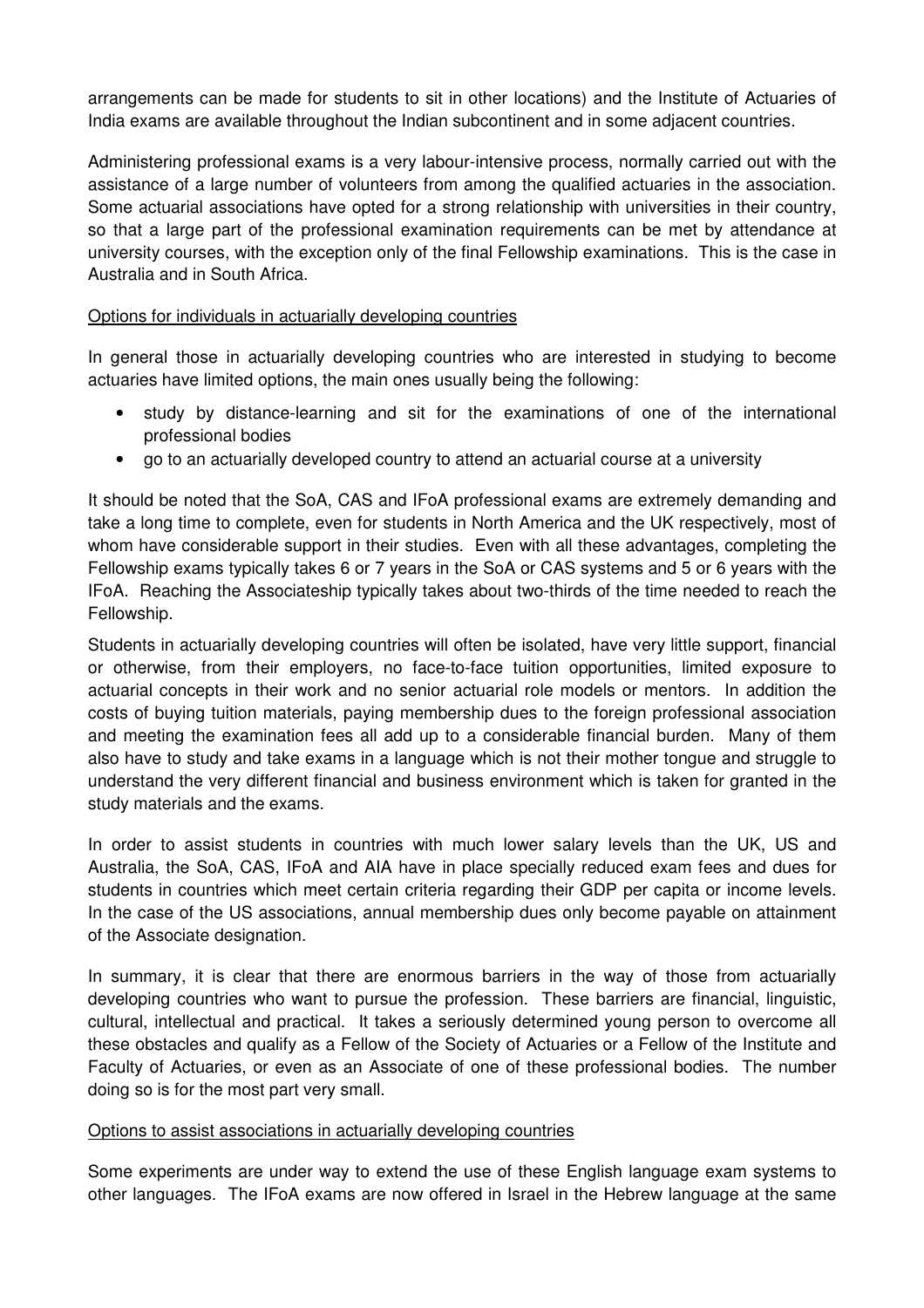arrangements can be made for students to sit in other locations) and the Institute of Actuaries of India exams are available throughout the Indian subcontinent and in some adjacent countries.

Administering professional exams is a very labour-intensive process, normally carried out with the assistance of a large number of volunteers from among the qualified actuaries in the association. Some actuarial associations have opted for a strong relationship with universities in their country, so that a large part of the professional examination requirements can be met by attendance at university courses, with the exception only of the final Fellowship examinations. This is the case in Australia and in South Africa.

Options for individuals in actuarially developing countries

In general those in actuarially developing countries who are interested in studying to become actuaries have limited options, the main ones usually being the following:

- study by distance-learning and sit for the examinations of one of the international professional bodies
- go to an actuarially developed country to attend an actuarial course at a university

It should be noted that the SoA, CAS and IFoA professional exams are extremely demanding and take a long time to complete, even for students in North America and the UK respectively, most of whom have considerable support in their studies. Even with all these advantages, completing the Fellowship exams typically takes 6 or 7 years in the SoA or CAS systems and 5 or 6 years with the IFoA. Reaching the Associateship typically takes about two-thirds of the time needed to reach the Fellowship.

Students in actuarially developing countries will often be isolated, have very little support, financial or otherwise, from their employers, no face-to-face tuition opportunities, limited exposure to actuarial concepts in their work and no senior actuarial role models or mentors. In addition the costs of buying tuition materials, paying membership dues to the foreign professional association and meeting the examination fees all add up to a considerable financial burden. Many of them also have to study and take exams in a language which is not their mother tongue and struggle to understand the very different financial and business environment which is taken for granted in the study materials and the exams.

In order to assist students in countries with much lower salary levels than the UK, US and Australia, the SoA, CAS, IFoA and AIA have in place specially reduced exam fees and dues for students in countries which meet certain criteria regarding their GDP per capita or income levels. In the case of the US associations, annual membership dues only become payable on attainment of the Associate designation.

In summary, it is clear that there are enormous barriers in the way of those from actuarially developing countries who want to pursue the profession. These barriers are financial, linguistic, cultural, intellectual and practical. It takes a seriously determined young person to overcome all these obstacles and qualify as a Fellow of the Society of Actuaries or a Fellow of the Institute and Faculty of Actuaries, or even as an Associate of one of these professional bodies. The number doing so is for the most part very small.

Options to assist associations in actuarially developing countries

Some experiments are under way to extend the use of these English language exam systems to other languages. The IFoA exams are now offered in Israel in the Hebrew language at the same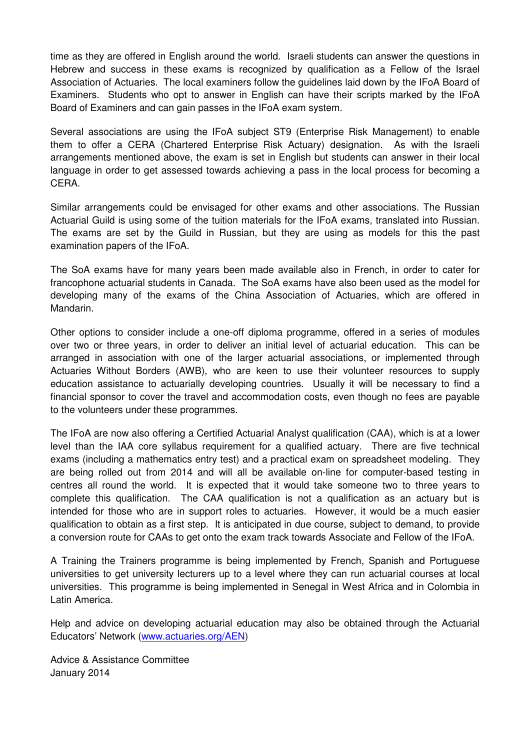time as they are offered in English around the world. Israeli students can answer the questions in Hebrew and success in these exams is recognized by qualification as a Fellow of the Israel Association of Actuaries. The local examiners follow the guidelines laid down by the IFoA Board of Examiners. Students who opt to answer in English can have their scripts marked by the IFoA Board of Examiners and can gain passes in the IFoA exam system.

Several associations are using the IFoA subject ST9 (Enterprise Risk Management) to enable them to offer a CERA (Chartered Enterprise Risk Actuary) designation. As with the Israeli arrangements mentioned above, the exam is set in English but students can answer in their local language in order to get assessed towards achieving a pass in the local process for becoming a CERA.

Similar arrangements could be envisaged for other exams and other associations. The Russian Actuarial Guild is using some of the tuition materials for the IFoA exams, translated into Russian. The exams are set by the Guild in Russian, but they are using as models for this the past examination papers of the IFoA.

The SoA exams have for many years been made available also in French, in order to cater for francophone actuarial students in Canada. The SoA exams have also been used as the model for developing many of the exams of the China Association of Actuaries, which are offered in Mandarin.

Other options to consider include a one-off diploma programme, offered in a series of modules over two or three years, in order to deliver an initial level of actuarial education. This can be arranged in association with one of the larger actuarial associations, or implemented through Actuaries Without Borders (AWB), who are keen to use their volunteer resources to supply education assistance to actuarially developing countries. Usually it will be necessary to find a financial sponsor to cover the travel and accommodation costs, even though no fees are payable to the volunteers under these programmes.

The IFoA are now also offering a Certified Actuarial Analyst qualification (CAA), which is at a lower level than the IAA core syllabus requirement for a qualified actuary. There are five technical exams (including a mathematics entry test) and a practical exam on spreadsheet modeling. They are being rolled out from 2014 and will all be available on-line for computer-based testing in centres all round the world. It is expected that it would take someone two to three years to complete this qualification. The CAA qualification is not a qualification as an actuary but is intended for those who are in support roles to actuaries. However, it would be a much easier qualification to obtain as a first step. It is anticipated in due course, subject to demand, to provide a conversion route for CAAs to get onto the exam track towards Associate and Fellow of the IFoA.

A Training the Trainers programme is being implemented by French, Spanish and Portuguese universities to get university lecturers up to a level where they can run actuarial courses at local universities. This programme is being implemented in Senegal in West Africa and in Colombia in Latin America.

Help and advice on developing actuarial education may also be obtained through the Actuarial Educators' Network ([www.actuaries.org/AEN](www.actuaries.org/AEN))

Advice & Assistance Committee
January 2014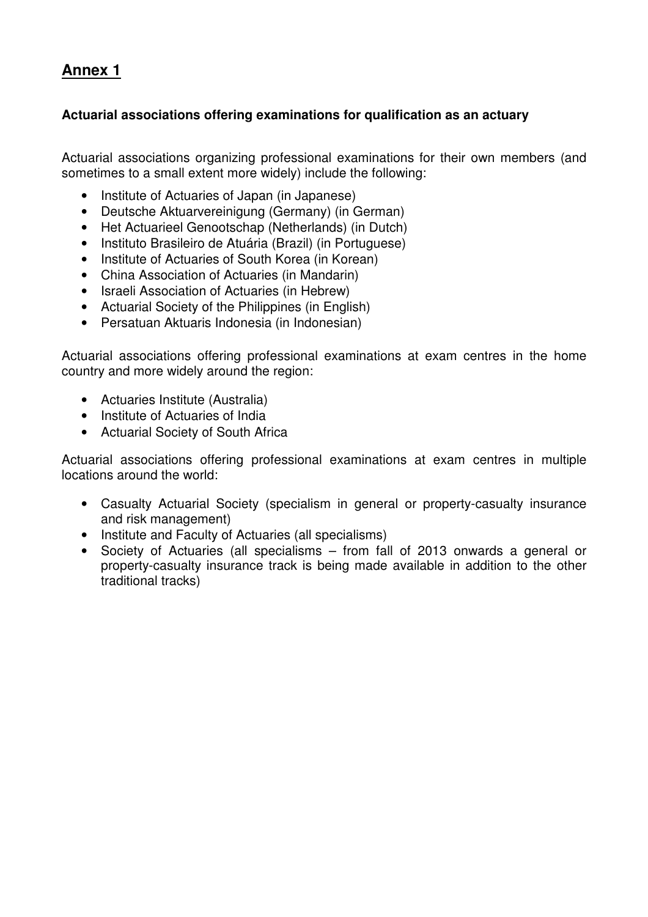## Annex 1

**Actuarial associations offering examinations for qualification as an actuary**

Actuarial associations organizing professional examinations for their own members (and sometimes to a small extent more widely) include the following:

- Institute of Actuaries of Japan (in Japanese)
- Deutsche Aktuarvereinigung (Germany) (in German)
- Het Actuarieel Genootschap (Netherlands) (in Dutch)
- Instituto Brasileiro de Atuária (Brazil) (in Portuguese)
- Institute of Actuaries of South Korea (in Korean)
- China Association of Actuaries (in Mandarin)
- Israeli Association of Actuaries (in Hebrew)
- Actuarial Society of the Philippines (in English)
- Persatuan Aktuaris Indonesia (in Indonesian)

Actuarial associations offering professional examinations at exam centres in the home country and more widely around the region:

- Actuaries Institute (Australia)
- Institute of Actuaries of India
- Actuarial Society of South Africa

Actuarial associations offering professional examinations at exam centres in multiple locations around the world:

- Casualty Actuarial Society (specialism in general or property-casualty insurance and risk management)
- Institute and Faculty of Actuaries (all specialisms)
- Society of Actuaries (all specialisms – from fall of 2013 onwards a general or property-casualty insurance track is being made available in addition to the other traditional tracks)